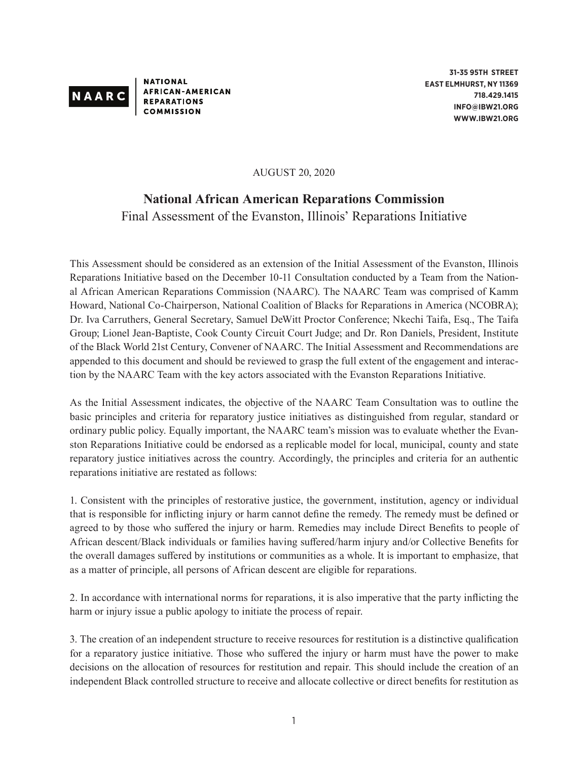NAARC | NATIONAL AFRICAN-AMERICAN REPARATIONS COMMISSION

31-35 95TH STREET
EAST ELMHURST, NY 11369
718.429.1415
INFO@IBW21.ORG
WWW.IBW21.ORG

AUGUST 20, 2020

## National African American Reparations Commission

Final Assessment of the Evanston, Illinois' Reparations Initiative

This Assessment should be considered as an extension of the Initial Assessment of the Evanston, Illinois Reparations Initiative based on the December 10-11 Consultation conducted by a Team from the National African American Reparations Commission (NAARC). The NAARC Team was comprised of Kamm Howard, National Co-Chairperson, National Coalition of Blacks for Reparations in America (NCOBRA); Dr. Iva Carruthers, General Secretary, Samuel DeWitt Proctor Conference; Nkechi Taifa, Esq., The Taifa Group; Lionel Jean-Baptiste, Cook County Circuit Court Judge; and Dr. Ron Daniels, President, Institute of the Black World 21st Century, Convener of NAARC. The Initial Assessment and Recommendations are appended to this document and should be reviewed to grasp the full extent of the engagement and interaction by the NAARC Team with the key actors associated with the Evanston Reparations Initiative.

As the Initial Assessment indicates, the objective of the NAARC Team Consultation was to outline the basic principles and criteria for reparatory justice initiatives as distinguished from regular, standard or ordinary public policy. Equally important, the NAARC team's mission was to evaluate whether the Evanston Reparations Initiative could be endorsed as a replicable model for local, municipal, county and state reparatory justice initiatives across the country. Accordingly, the principles and criteria for an authentic reparations initiative are restated as follows:

1. Consistent with the principles of restorative justice, the government, institution, agency or individual that is responsible for inflicting injury or harm cannot define the remedy. The remedy must be defined or agreed to by those who suffered the injury or harm. Remedies may include Direct Benefits to people of African descent/Black individuals or families having suffered/harm injury and/or Collective Benefits for the overall damages suffered by institutions or communities as a whole. It is important to emphasize, that as a matter of principle, all persons of African descent are eligible for reparations.

2. In accordance with international norms for reparations, it is also imperative that the party inflicting the harm or injury issue a public apology to initiate the process of repair.

3. The creation of an independent structure to receive resources for restitution is a distinctive qualification for a reparatory justice initiative. Those who suffered the injury or harm must have the power to make decisions on the allocation of resources for restitution and repair. This should include the creation of an independent Black controlled structure to receive and allocate collective or direct benefits for restitution as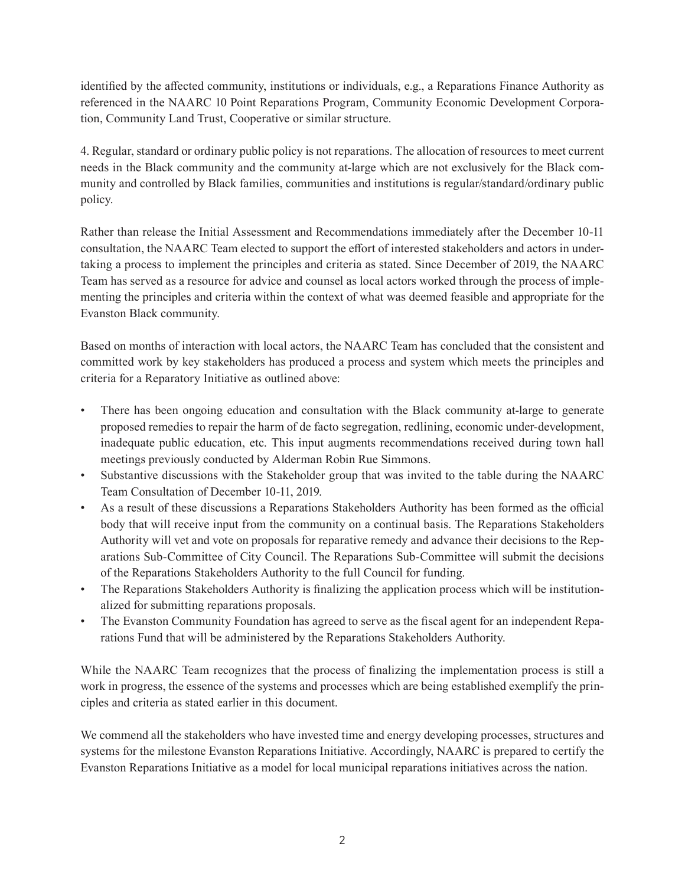identified by the affected community, institutions or individuals, e.g., a Reparations Finance Authority as referenced in the NAARC 10 Point Reparations Program, Community Economic Development Corporation, Community Land Trust, Cooperative or similar structure.

4. Regular, standard or ordinary public policy is not reparations. The allocation of resources to meet current needs in the Black community and the community at-large which are not exclusively for the Black community and controlled by Black families, communities and institutions is regular/standard/ordinary public policy.

Rather than release the Initial Assessment and Recommendations immediately after the December 10-11 consultation, the NAARC Team elected to support the effort of interested stakeholders and actors in undertaking a process to implement the principles and criteria as stated. Since December of 2019, the NAARC Team has served as a resource for advice and counsel as local actors worked through the process of implementing the principles and criteria within the context of what was deemed feasible and appropriate for the Evanston Black community.

Based on months of interaction with local actors, the NAARC Team has concluded that the consistent and committed work by key stakeholders has produced a process and system which meets the principles and criteria for a Reparatory Initiative as outlined above:

- There has been ongoing education and consultation with the Black community at-large to generate proposed remedies to repair the harm of de facto segregation, redlining, economic under-development, inadequate public education, etc. This input augments recommendations received during town hall meetings previously conducted by Alderman Robin Rue Simmons.
- Substantive discussions with the Stakeholder group that was invited to the table during the NAARC Team Consultation of December 10-11, 2019.
- As a result of these discussions a Reparations Stakeholders Authority has been formed as the official body that will receive input from the community on a continual basis. The Reparations Stakeholders Authority will vet and vote on proposals for reparative remedy and advance their decisions to the Reparations Sub-Committee of City Council. The Reparations Sub-Committee will submit the decisions of the Reparations Stakeholders Authority to the full Council for funding.
- The Reparations Stakeholders Authority is finalizing the application process which will be institutionalized for submitting reparations proposals.
- The Evanston Community Foundation has agreed to serve as the fiscal agent for an independent Reparations Fund that will be administered by the Reparations Stakeholders Authority.

While the NAARC Team recognizes that the process of finalizing the implementation process is still a work in progress, the essence of the systems and processes which are being established exemplify the principles and criteria as stated earlier in this document.

We commend all the stakeholders who have invested time and energy developing processes, structures and systems for the milestone Evanston Reparations Initiative. Accordingly, NAARC is prepared to certify the Evanston Reparations Initiative as a model for local municipal reparations initiatives across the nation.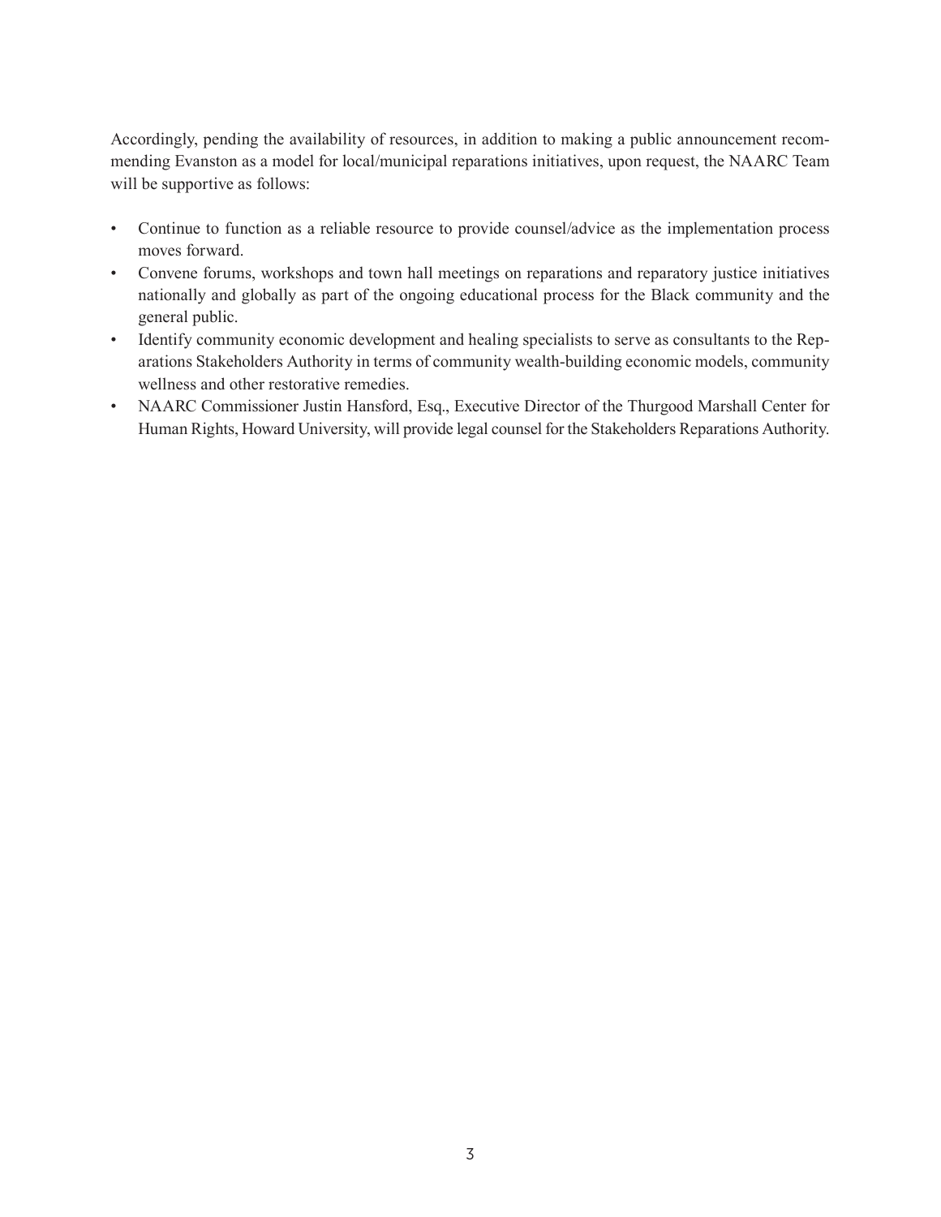Accordingly, pending the availability of resources, in addition to making a public announcement recommending Evanston as a model for local/municipal reparations initiatives, upon request, the NAARC Team will be supportive as follows:

- Continue to function as a reliable resource to provide counsel/advice as the implementation process moves forward.
- Convene forums, workshops and town hall meetings on reparations and reparatory justice initiatives nationally and globally as part of the ongoing educational process for the Black community and the general public.
- Identify community economic development and healing specialists to serve as consultants to the Reparations Stakeholders Authority in terms of community wealth-building economic models, community wellness and other restorative remedies.
- NAARC Commissioner Justin Hansford, Esq., Executive Director of the Thurgood Marshall Center for Human Rights, Howard University, will provide legal counsel for the Stakeholders Reparations Authority.